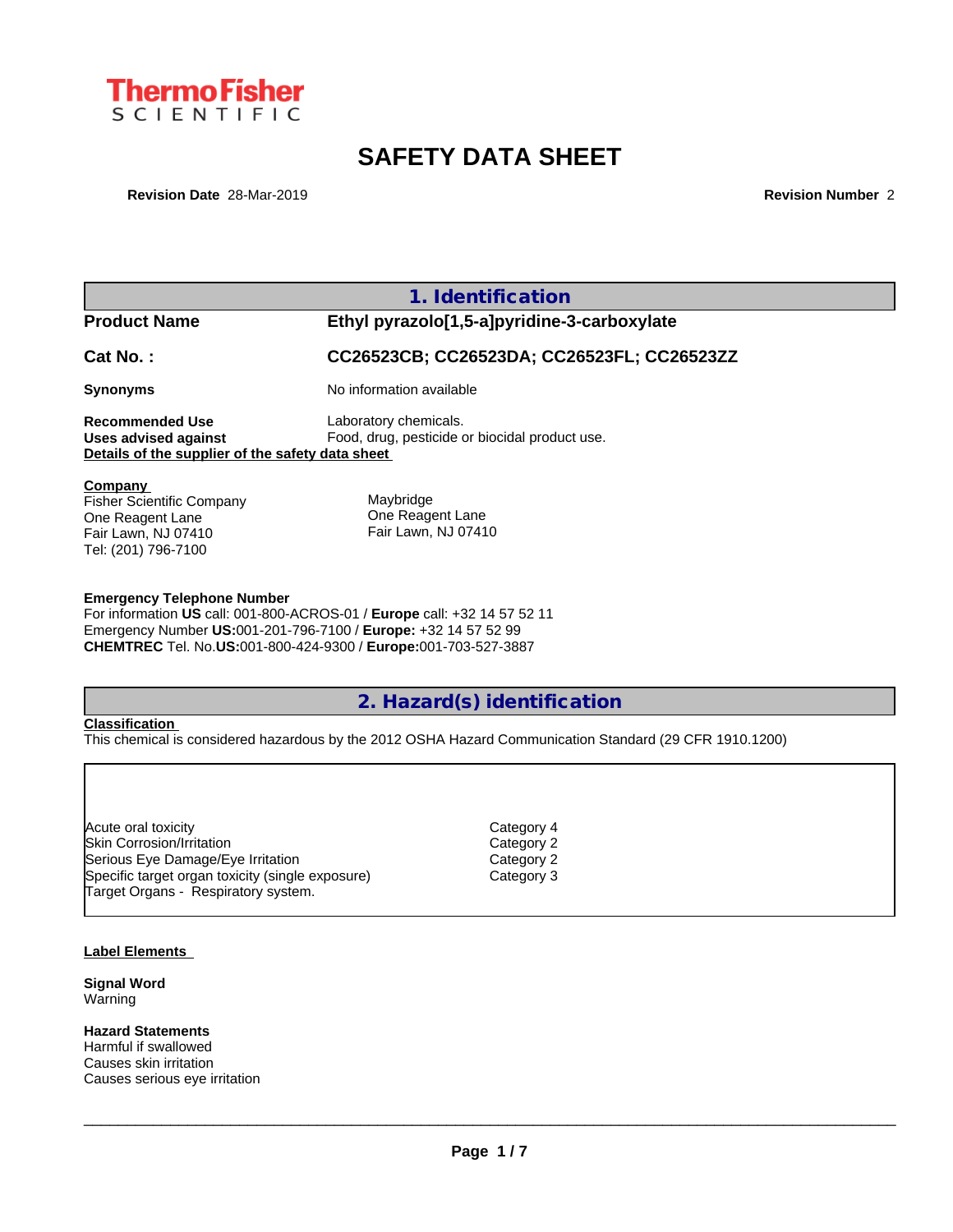Thermo Fisher SCIENTIFIC

# SAFETY DATA SHEET

**Revision Date** 28-Mar-2019 **Revision Number** 2

## 1. Identification

| | |
|---|---|
| **Product Name** | **Ethyl pyrazolo[1,5-a]pyridine-3-carboxylate** |
| **Cat No. :** | **CC26523CB; CC26523DA; CC26523FL; CC26523ZZ** |
| **Synonyms** | No information available |
| **Recommended Use** | Laboratory chemicals. |
| **Uses advised against** | Food, drug, pesticide or biocidal product use. |

**Details of the supplier of the safety data sheet**

**Company**

Fisher Scientific Company
One Reagent Lane
Fair Lawn, NJ 07410
Tel: (201) 796-7100

Maybridge
One Reagent Lane
Fair Lawn, NJ 07410

**Emergency Telephone Number**

For information **US** call: 001-800-ACROS-01 / **Europe** call: +32 14 57 52 11
Emergency Number **US:**001-201-796-7100 / **Europe:** +32 14 57 52 99
**CHEMTREC** Tel. No.**US:**001-800-424-9300 / **Europe:**001-703-527-3887

## 2. Hazard(s) identification

**Classification**

This chemical is considered hazardous by the 2012 OSHA Hazard Communication Standard (29 CFR 1910.1200)

| | |
|---|---|
| Acute oral toxicity | Category 4 |
| Skin Corrosion/Irritation | Category 2 |
| Serious Eye Damage/Eye Irritation | Category 2 |
| Specific target organ toxicity (single exposure) | Category 3 |
| Target Organs - Respiratory system. | |

**Label Elements**

**Signal Word**
Warning

**Hazard Statements**
Harmful if swallowed
Causes skin irritation
Causes serious eye irritation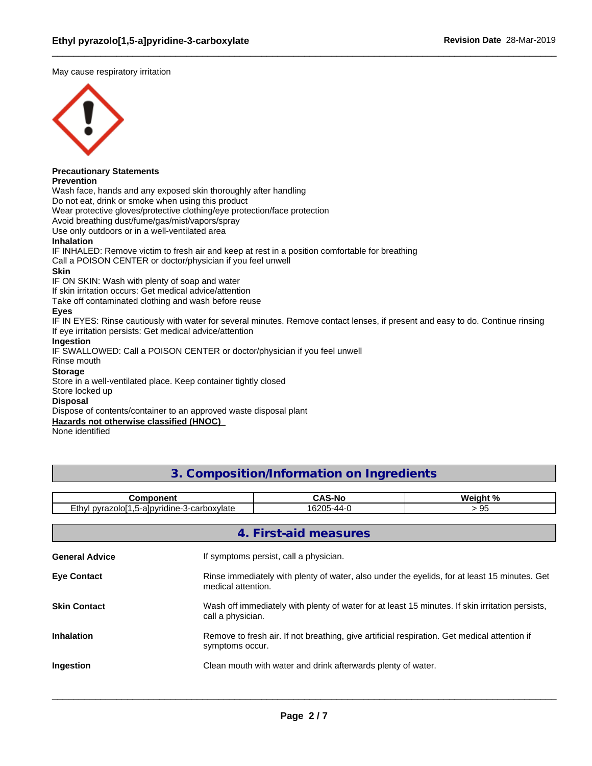May cause respiratory irritation

**Precautionary Statements**
**Prevention**
Wash face, hands and any exposed skin thoroughly after handling
Do not eat, drink or smoke when using this product
Wear protective gloves/protective clothing/eye protection/face protection
Avoid breathing dust/fume/gas/mist/vapors/spray
Use only outdoors or in a well-ventilated area
**Inhalation**
IF INHALED: Remove victim to fresh air and keep at rest in a position comfortable for breathing
Call a POISON CENTER or doctor/physician if you feel unwell
**Skin**
IF ON SKIN: Wash with plenty of soap and water
If skin irritation occurs: Get medical advice/attention
Take off contaminated clothing and wash before reuse
**Eyes**
IF IN EYES: Rinse cautiously with water for several minutes. Remove contact lenses, if present and easy to do. Continue rinsing
If eye irritation persists: Get medical advice/attention
**Ingestion**
IF SWALLOWED: Call a POISON CENTER or doctor/physician if you feel unwell
Rinse mouth
**Storage**
Store in a well-ventilated place. Keep container tightly closed
Store locked up
**Disposal**
Dispose of contents/container to an approved waste disposal plant
**Hazards not otherwise classified (HNOC)**
None identified

## 3. Composition/Information on Ingredients

| Component | CAS-No | Weight % |
|---|---|---|
| Ethyl pyrazolo[1,5-a]pyridine-3-carboxylate | 16205-44-0 | > 95 |

## 4. First-aid measures

**General Advice** If symptoms persist, call a physician.

**Eye Contact** Rinse immediately with plenty of water, also under the eyelids, for at least 15 minutes. Get medical attention.

**Skin Contact** Wash off immediately with plenty of water for at least 15 minutes. If skin irritation persists, call a physician.

**Inhalation** Remove to fresh air. If not breathing, give artificial respiration. Get medical attention if symptoms occur.

**Ingestion** Clean mouth with water and drink afterwards plenty of water.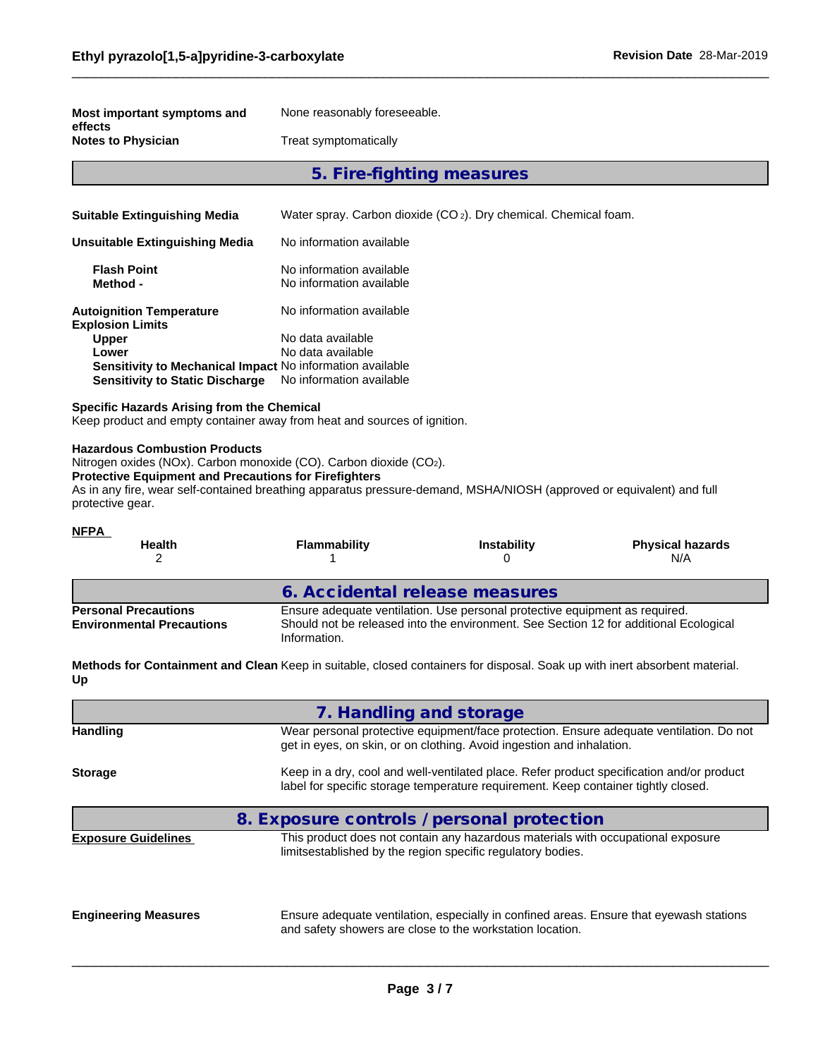**Most important symptoms and effects** None reasonably foreseeable.

**Notes to Physician** Treat symptomatically

## 5. Fire-fighting measures

**Suitable Extinguishing Media** Water spray. Carbon dioxide ($CO_2$). Dry chemical. Chemical foam.

**Unsuitable Extinguishing Media** No information available

**Flash Point** No information available

**Method -** No information available

**Autoignition Temperature** No information available

**Explosion Limits**

**Upper** No data available

**Lower** No data available

**Sensitivity to Mechanical Impact** No information available

**Sensitivity to Static Discharge** No information available

**Specific Hazards Arising from the Chemical**

Keep product and empty container away from heat and sources of ignition.

**Hazardous Combustion Products**

Nitrogen oxides (NOx). Carbon monoxide (CO). Carbon dioxide ($CO_2$).

**Protective Equipment and Precautions for Firefighters**

As in any fire, wear self-contained breathing apparatus pressure-demand, MSHA/NIOSH (approved or equivalent) and full protective gear.

**NFPA**

| Health | Flammability | Instability | Physical hazards |
|---|---|---|---|
| 2 | 1 | 0 | N/A |

## 6. Accidental release measures

**Personal Precautions** Ensure adequate ventilation. Use personal protective equipment as required.

**Environmental Precautions** Should not be released into the environment. See Section 12 for additional Ecological Information.

**Methods for Containment and Clean Up** Keep in suitable, closed containers for disposal. Soak up with inert absorbent material.

## 7. Handling and storage

**Handling** Wear personal protective equipment/face protection. Ensure adequate ventilation. Do not get in eyes, on skin, or on clothing. Avoid ingestion and inhalation.

**Storage** Keep in a dry, cool and well-ventilated place. Refer product specification and/or product label for specific storage temperature requirement. Keep container tightly closed.

## 8. Exposure controls / personal protection

**Exposure Guidelines** This product does not contain any hazardous materials with occupational exposure limitsestablished by the region specific regulatory bodies.

**Engineering Measures** Ensure adequate ventilation, especially in confined areas. Ensure that eyewash stations and safety showers are close to the workstation location.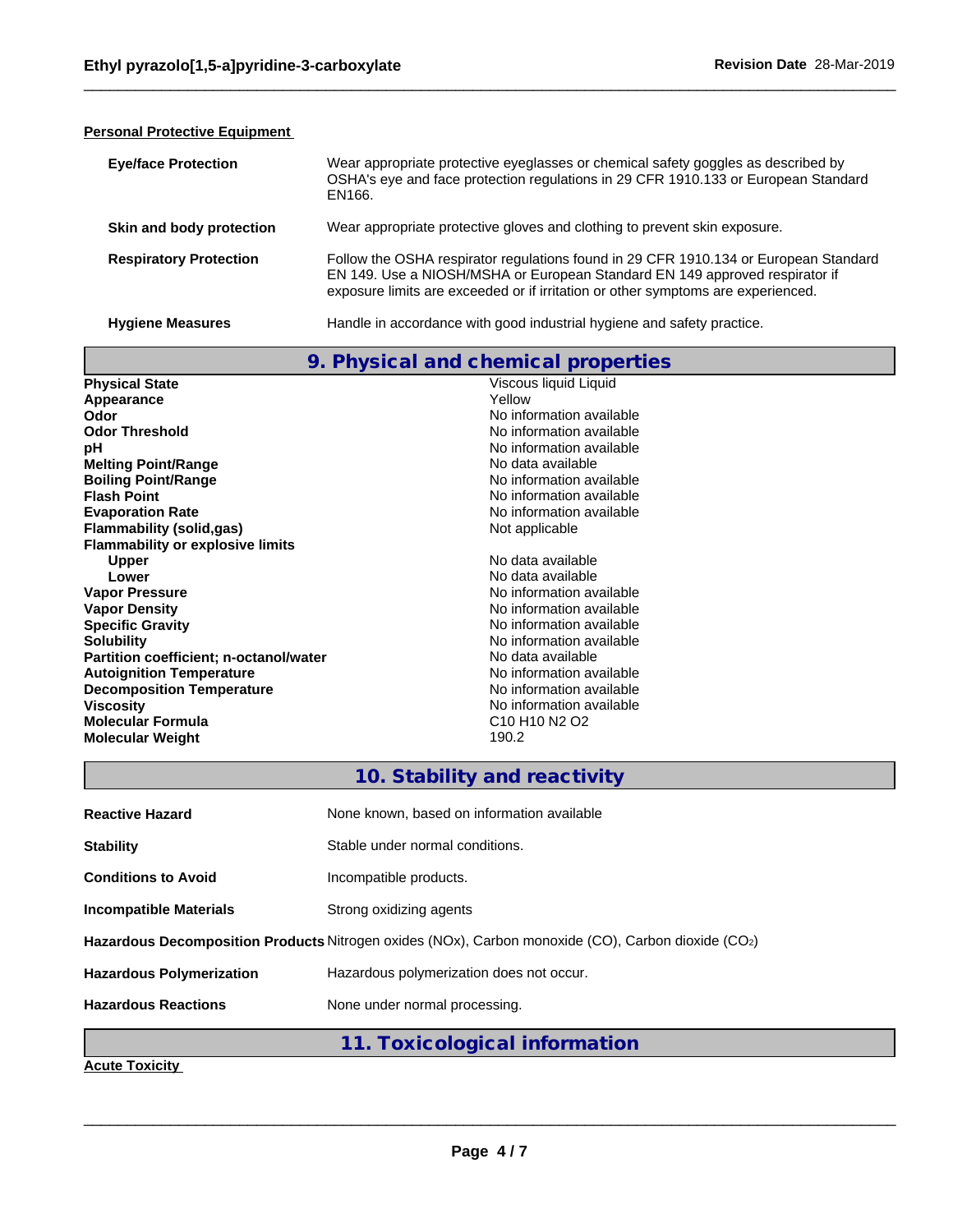**Personal Protective Equipment**

| | |
|---|---|
| **Eye/face Protection** | Wear appropriate protective eyeglasses or chemical safety goggles as described by OSHA's eye and face protection regulations in 29 CFR 1910.133 or European Standard EN166. |
| **Skin and body protection** | Wear appropriate protective gloves and clothing to prevent skin exposure. |
| **Respiratory Protection** | Follow the OSHA respirator regulations found in 29 CFR 1910.134 or European Standard EN 149. Use a NIOSH/MSHA or European Standard EN 149 approved respirator if exposure limits are exceeded or if irritation or other symptoms are experienced. |
| **Hygiene Measures** | Handle in accordance with good industrial hygiene and safety practice. |

## 9. Physical and chemical properties

| | |
|---|---|
| **Physical State** | Viscous liquid Liquid |
| **Appearance** | Yellow |
| **Odor** | No information available |
| **Odor Threshold** | No information available |
| **pH** | No information available |
| **Melting Point/Range** | No data available |
| **Boiling Point/Range** | No information available |
| **Flash Point** | No information available |
| **Evaporation Rate** | No information available |
| **Flammability (solid,gas)** | Not applicable |
| **Flammability or explosive limits** | |
| **Upper** | No data available |
| **Lower** | No data available |
| **Vapor Pressure** | No information available |
| **Vapor Density** | No information available |
| **Specific Gravity** | No information available |
| **Solubility** | No information available |
| **Partition coefficient; n-octanol/water** | No data available |
| **Autoignition Temperature** | No information available |
| **Decomposition Temperature** | No information available |
| **Viscosity** | No information available |
| **Molecular Formula** | C10 H10 N2 O2 |
| **Molecular Weight** | 190.2 |

## 10. Stability and reactivity

| | |
|---|---|
| **Reactive Hazard** | None known, based on information available |
| **Stability** | Stable under normal conditions. |
| **Conditions to Avoid** | Incompatible products. |
| **Incompatible Materials** | Strong oxidizing agents |
| **Hazardous Decomposition Products** | Nitrogen oxides (NOx), Carbon monoxide (CO), Carbon dioxide ($CO_2$) |
| **Hazardous Polymerization** | Hazardous polymerization does not occur. |
| **Hazardous Reactions** | None under normal processing. |

## 11. Toxicological information

**Acute Toxicity**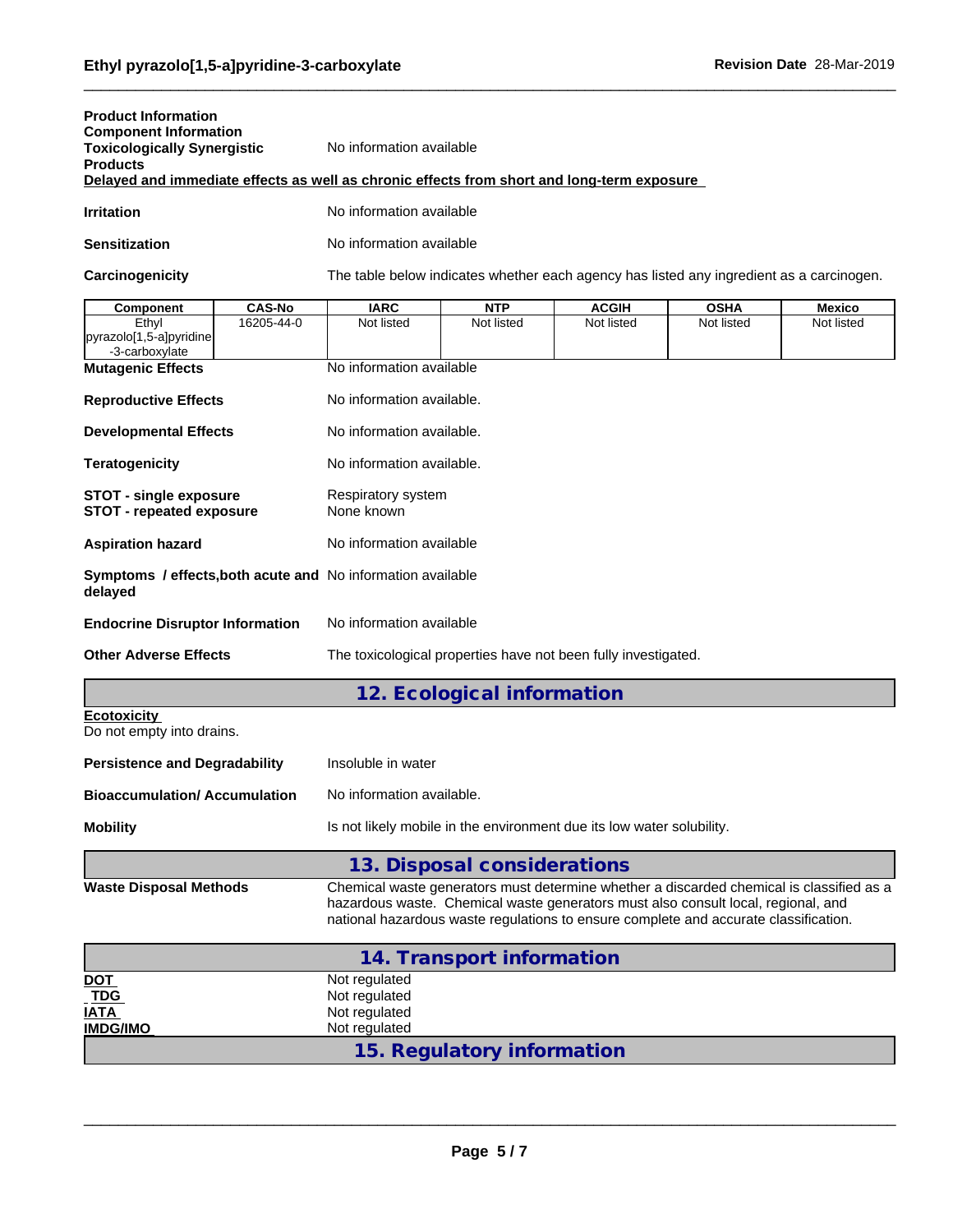**Product Information**
**Component Information**

**Toxicologically Synergistic Products**: No information available

**Delayed and immediate effects as well as chronic effects from short and long-term exposure**

**Irritation**: No information available

**Sensitization**: No information available

**Carcinogenicity**: The table below indicates whether each agency has listed any ingredient as a carcinogen.

| Component | CAS-No | IARC | NTP | ACGIH | OSHA | Mexico |
|---|---|---|---|---|---|---|
| Ethyl pyrazolo[1,5-a]pyridine-3-carboxylate | 16205-44-0 | Not listed | Not listed | Not listed | Not listed | Not listed |

**Mutagenic Effects**: No information available

**Reproductive Effects**: No information available.

**Developmental Effects**: No information available.

**Teratogenicity**: No information available.

**STOT - single exposure**: Respiratory system
**STOT - repeated exposure**: None known

**Aspiration hazard**: No information available

**Symptoms / effects,both acute and delayed**: No information available

**Endocrine Disruptor Information**: No information available

**Other Adverse Effects**: The toxicological properties have not been fully investigated.

## 12. Ecological information

**Ecotoxicity**
Do not empty into drains.

**Persistence and Degradability**: Insoluble in water

**Bioaccumulation/ Accumulation**: No information available.

**Mobility**: Is not likely mobile in the environment due its low water solubility.

## 13. Disposal considerations

**Waste Disposal Methods**: Chemical waste generators must determine whether a discarded chemical is classified as a hazardous waste. Chemical waste generators must also consult local, regional, and national hazardous waste regulations to ensure complete and accurate classification.

## 14. Transport information

**DOT**: Not regulated
**TDG**: Not regulated
**IATA**: Not regulated
**IMDG/IMO**: Not regulated

## 15. Regulatory information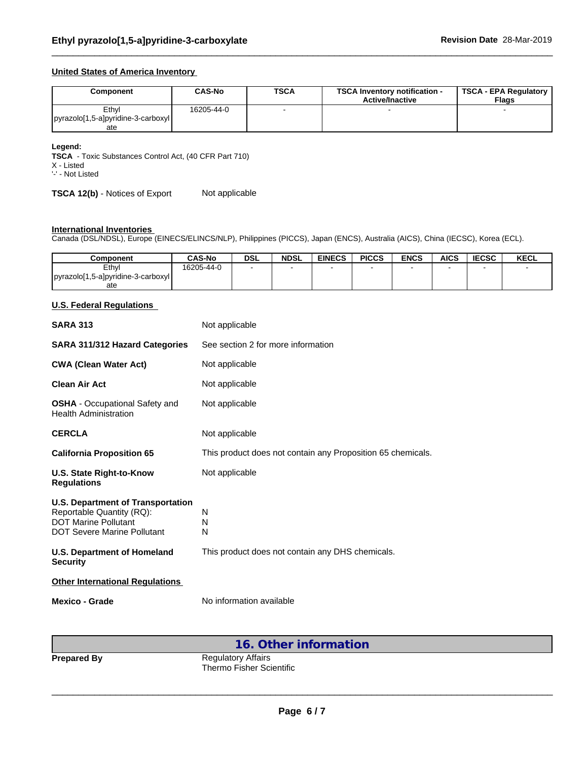#### United States of America Inventory

| Component | CAS-No | TSCA | TSCA Inventory notification - Active/Inactive | TSCA - EPA Regulatory Flags |
|---|---|---|---|---|
| Ethyl pyrazolo[1,5-a]pyridine-3-carboxylate | 16205-44-0 | - | - | - |

**Legend:**
**TSCA** - Toxic Substances Control Act, (40 CFR Part 710)
X - Listed
'-' - Not Listed

**TSCA 12(b)** - Notices of Export Not applicable

#### International Inventories

Canada (DSL/NDSL), Europe (EINECS/ELINCS/NLP), Philippines (PICCS), Japan (ENCS), Australia (AICS), China (IECSC), Korea (ECL).

| Component | CAS-No | DSL | NDSL | EINECS | PICCS | ENCS | AICS | IECSC | KECL |
|---|---|---|---|---|---|---|---|---|---|
| Ethyl pyrazolo[1,5-a]pyridine-3-carboxylate | 16205-44-0 | - | - | - | - | - | - | - | - |

#### U.S. Federal Regulations

**SARA 313** Not applicable

**SARA 311/312 Hazard Categories** See section 2 for more information

**CWA (Clean Water Act)** Not applicable

**Clean Air Act** Not applicable

**OSHA** - Occupational Safety and Health Administration Not applicable

**CERCLA** Not applicable

**California Proposition 65** This product does not contain any Proposition 65 chemicals.

**U.S. State Right-to-Know Regulations** Not applicable

**U.S. Department of Transportation**
Reportable Quantity (RQ): N
DOT Marine Pollutant N
DOT Severe Marine Pollutant N

**U.S. Department of Homeland Security** This product does not contain any DHS chemicals.

#### Other International Regulations

**Mexico - Grade** No information available

## 16. Other information

**Prepared By** Regulatory Affairs
Thermo Fisher Scientific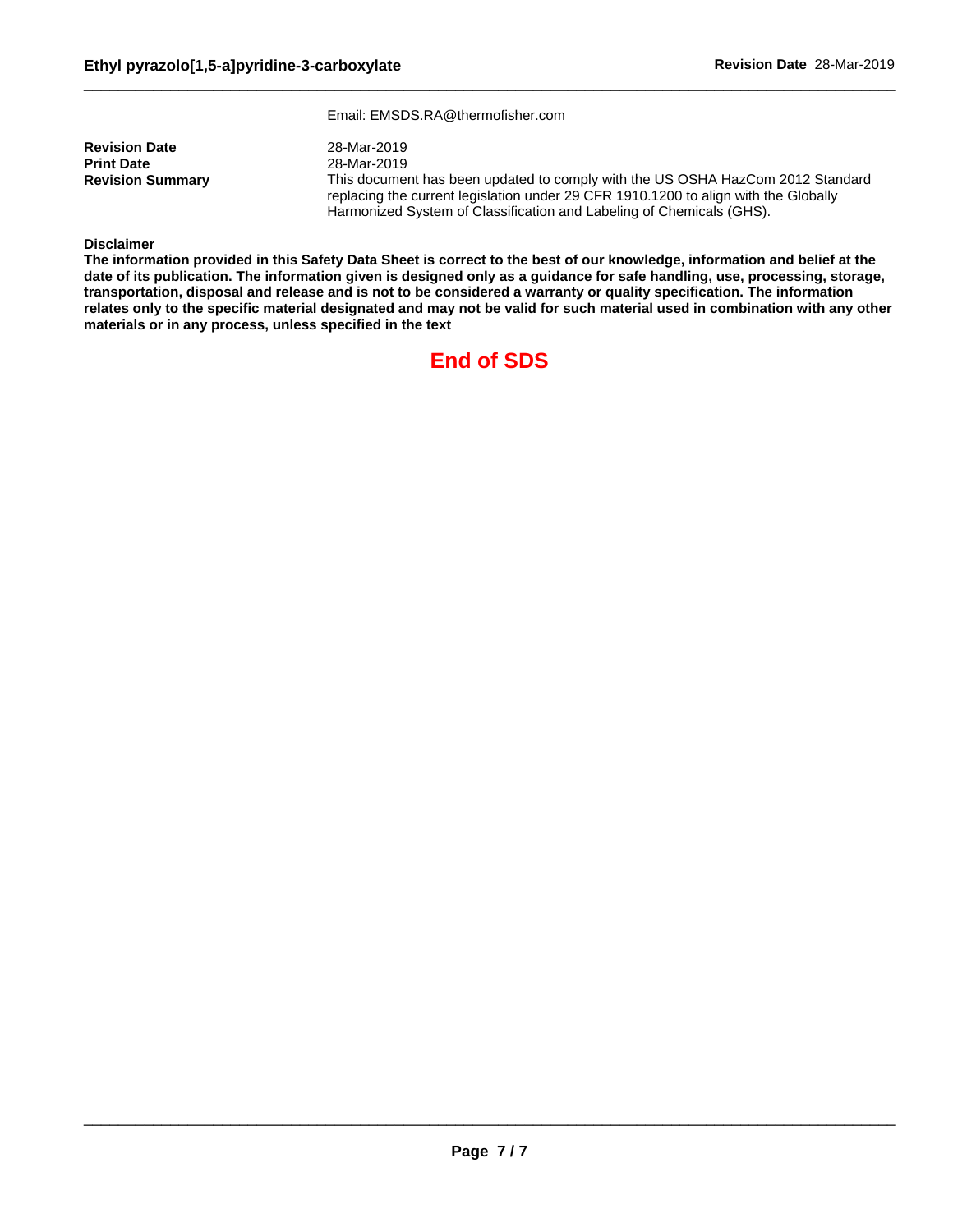Email: EMSDS.RA@thermofisher.com

| | |
|---|---|
| **Revision Date** | 28-Mar-2019 |
| **Print Date** | 28-Mar-2019 |
| **Revision Summary** | This document has been updated to comply with the US OSHA HazCom 2012 Standard replacing the current legislation under 29 CFR 1910.1200 to align with the Globally Harmonized System of Classification and Labeling of Chemicals (GHS). |

**Disclaimer**

**The information provided in this Safety Data Sheet is correct to the best of our knowledge, information and belief at the date of its publication. The information given is designed only as a guidance for safe handling, use, processing, storage, transportation, disposal and release and is not to be considered a warranty or quality specification. The information relates only to the specific material designated and may not be valid for such material used in combination with any other materials or in any process, unless specified in the text**

**End of SDS**